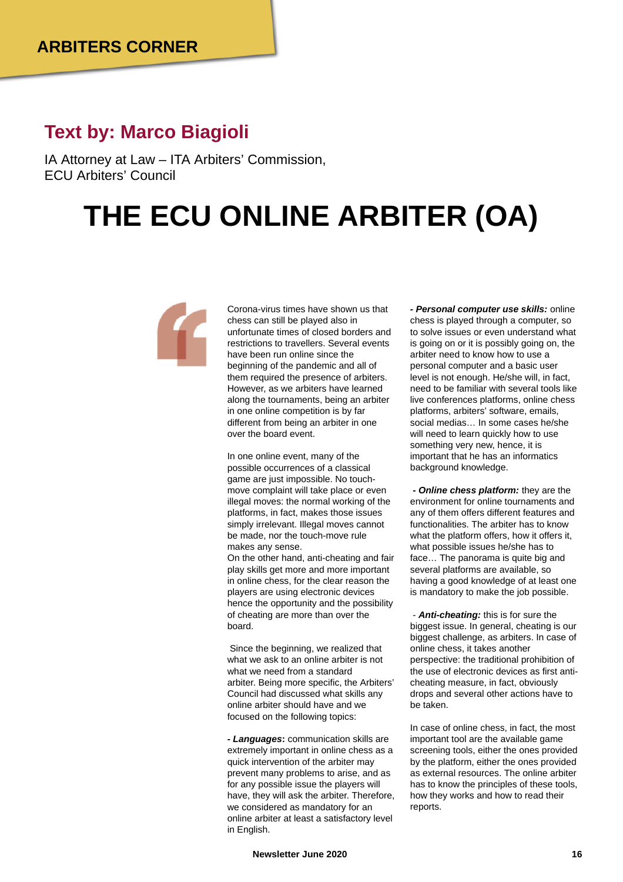ARBITERS CORNER

## Text by: Marco Biagioli

IA Attorney at Law – ITA Arbiters' Commission, ECU Arbiters' Council

# THE ECU ONLINE ARBITER (OA)

Corona-virus times have shown us that chess can still be played also in unfortunate times of closed borders and restrictions to travellers. Several events have been run online since the beginning of the pandemic and all of them required the presence of arbiters. However, as we arbiters have learned along the tournaments, being an arbiter in one online competition is by far different from being an arbiter in one over the board event.

In one online event, many of the possible occurrences of a classical game are just impossible. No touch-move complaint will take place or even illegal moves: the normal working of the platforms, in fact, makes those issues simply irrelevant. Illegal moves cannot be made, nor the touch-move rule makes any sense.
On the other hand, anti-cheating and fair play skills get more and more important in online chess, for the clear reason the players are using electronic devices hence the opportunity and the possibility of cheating are more than over the board.

Since the beginning, we realized that what we ask to an online arbiter is not what we need from a standard arbiter. Being more specific, the Arbiters' Council had discussed what skills any online arbiter should have and we focused on the following topics:

***- Languages*****:** communication skills are extremely important in online chess as a quick intervention of the arbiter may prevent many problems to arise, and as for any possible issue the players will have, they will ask the arbiter. Therefore, we considered as mandatory for an online arbiter at least a satisfactory level in English.

***- Personal computer use skills:*** online chess is played through a computer, so to solve issues or even understand what is going on or it is possibly going on, the arbiter need to know how to use a personal computer and a basic user level is not enough. He/she will, in fact, need to be familiar with several tools like live conferences platforms, online chess platforms, arbiters' software, emails, social medias… In some cases he/she will need to learn quickly how to use something very new, hence, it is important that he has an informatics background knowledge.

***- Online chess platform:*** they are the environment for online tournaments and any of them offers different features and functionalities. The arbiter has to know what the platform offers, how it offers it, what possible issues he/she has to face… The panorama is quite big and several platforms are available, so having a good knowledge of at least one is mandatory to make the job possible.

- ***Anti-cheating:*** this is for sure the biggest issue. In general, cheating is our biggest challenge, as arbiters. In case of online chess, it takes another perspective: the traditional prohibition of the use of electronic devices as first anti-cheating measure, in fact, obviously drops and several other actions have to be taken.

In case of online chess, in fact, the most important tool are the available game screening tools, either the ones provided by the platform, either the ones provided as external resources. The online arbiter has to know the principles of these tools, how they works and how to read their reports.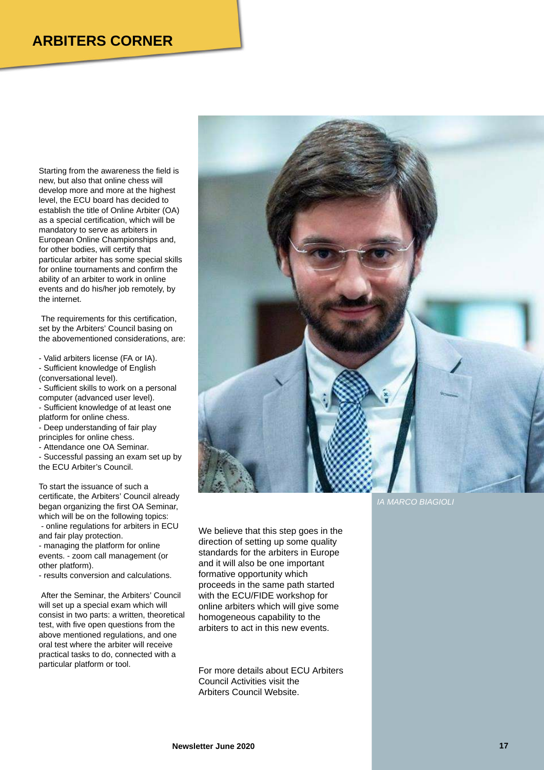# ARBITERS CORNER

Starting from the awareness the field is new, but also that online chess will develop more and more at the highest level, the ECU board has decided to establish the title of Online Arbiter (OA) as a special certification, which will be mandatory to serve as arbiters in European Online Championships and, for other bodies, will certify that particular arbiter has some special skills for online tournaments and confirm the ability of an arbiter to work in online events and do his/her job remotely, by the internet.

The requirements for this certification, set by the Arbiters' Council basing on the abovementioned considerations, are:

- Valid arbiters license (FA or IA).
- Sufficient knowledge of English (conversational level).
- Sufficient skills to work on a personal computer (advanced user level).
- Sufficient knowledge of at least one platform for online chess.
- Deep understanding of fair play principles for online chess.
- Attendance one OA Seminar.
- Successful passing an exam set up by the ECU Arbiter's Council.

To start the issuance of such a certificate, the Arbiters' Council already began organizing the first OA Seminar, which will be on the following topics:

- online regulations for arbiters in ECU and fair play protection.
- managing the platform for online events. - zoom call management (or other platform).
- results conversion and calculations.

After the Seminar, the Arbiters' Council will set up a special exam which will consist in two parts: a written, theoretical test, with five open questions from the above mentioned regulations, and one oral test where the arbiter will receive practical tasks to do, connected with a particular platform or tool.

*IA MARCO BIAGIOLI*

We believe that this step goes in the direction of setting up some quality standards for the arbiters in Europe and it will also be one important formative opportunity which proceeds in the same path started with the ECU/FIDE workshop for online arbiters which will give some homogeneous capability to the arbiters to act in this new events.

For more details about ECU Arbiters Council Activities visit the Arbiters Council Website.